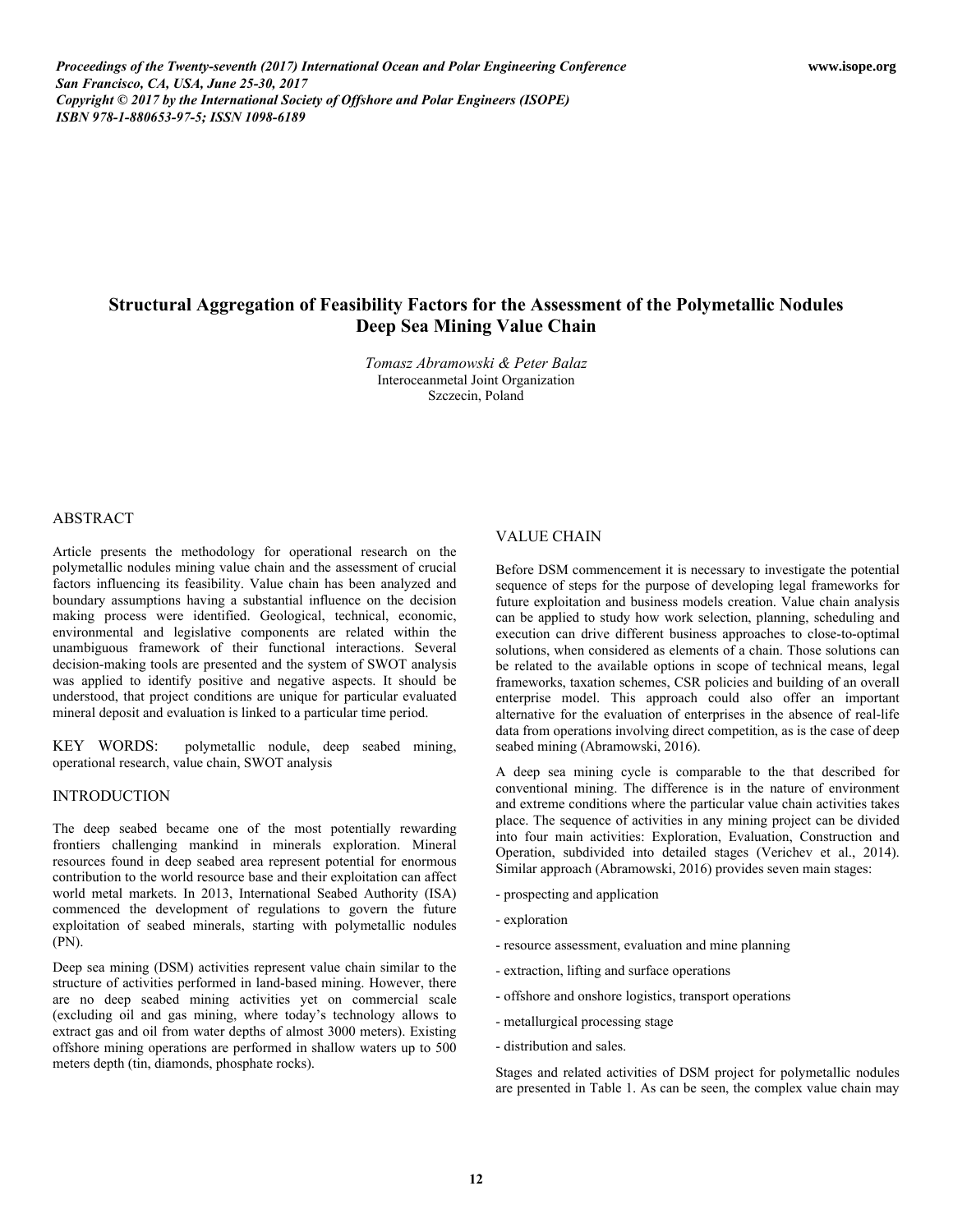# Structural Aggregation of Feasibility Factors for the Assessment of the Polymetallic Nodules Deep Sea Mining Value Chain

*Tomasz Abramowski & Peter Balaz*
Interoceanmetal Joint Organization
Szczecin, Poland

## ABSTRACT

Article presents the methodology for operational research on the polymetallic nodules mining value chain and the assessment of crucial factors influencing its feasibility. Value chain has been analyzed and boundary assumptions having a substantial influence on the decision making process were identified. Geological, technical, economic, environmental and legislative components are related within the unambiguous framework of their functional interactions. Several decision-making tools are presented and the system of SWOT analysis was applied to identify positive and negative aspects. It should be understood, that project conditions are unique for particular evaluated mineral deposit and evaluation is linked to a particular time period.

KEY WORDS: polymetallic nodule, deep seabed mining, operational research, value chain, SWOT analysis

## INTRODUCTION

The deep seabed became one of the most potentially rewarding frontiers challenging mankind in minerals exploration. Mineral resources found in deep seabed area represent potential for enormous contribution to the world resource base and their exploitation can affect world metal markets. In 2013, International Seabed Authority (ISA) commenced the development of regulations to govern the future exploitation of seabed minerals, starting with polymetallic nodules (PN).

Deep sea mining (DSM) activities represent value chain similar to the structure of activities performed in land-based mining. However, there are no deep seabed mining activities yet on commercial scale (excluding oil and gas mining, where today's technology allows to extract gas and oil from water depths of almost 3000 meters). Existing offshore mining operations are performed in shallow waters up to 500 meters depth (tin, diamonds, phosphate rocks).

## VALUE CHAIN

Before DSM commencement it is necessary to investigate the potential sequence of steps for the purpose of developing legal frameworks for future exploitation and business models creation. Value chain analysis can be applied to study how work selection, planning, scheduling and execution can drive different business approaches to close-to-optimal solutions, when considered as elements of a chain. Those solutions can be related to the available options in scope of technical means, legal frameworks, taxation schemes, CSR policies and building of an overall enterprise model. This approach could also offer an important alternative for the evaluation of enterprises in the absence of real-life data from operations involving direct competition, as is the case of deep seabed mining (Abramowski, 2016).

A deep sea mining cycle is comparable to the that described for conventional mining. The difference is in the nature of environment and extreme conditions where the particular value chain activities takes place. The sequence of activities in any mining project can be divided into four main activities: Exploration, Evaluation, Construction and Operation, subdivided into detailed stages (Verichev et al., 2014). Similar approach (Abramowski, 2016) provides seven main stages:

- prospecting and application
- exploration
- resource assessment, evaluation and mine planning
- extraction, lifting and surface operations
- offshore and onshore logistics, transport operations
- metallurgical processing stage
- distribution and sales.

Stages and related activities of DSM project for polymetallic nodules are presented in Table 1. As can be seen, the complex value chain may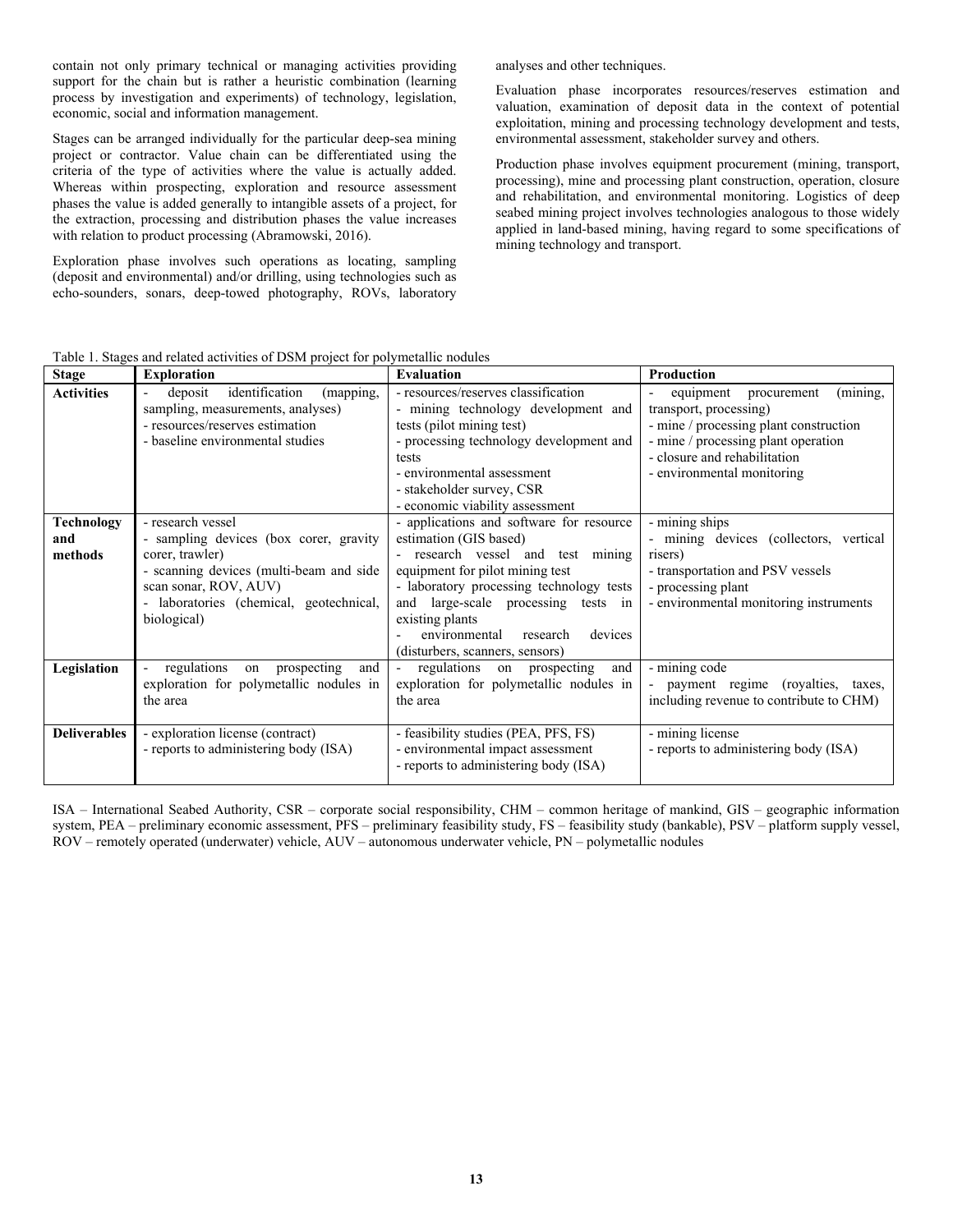contain not only primary technical or managing activities providing support for the chain but is rather a heuristic combination (learning process by investigation and experiments) of technology, legislation, economic, social and information management.

Stages can be arranged individually for the particular deep-sea mining project or contractor. Value chain can be differentiated using the criteria of the type of activities where the value is actually added. Whereas within prospecting, exploration and resource assessment phases the value is added generally to intangible assets of a project, for the extraction, processing and distribution phases the value increases with relation to product processing (Abramowski, 2016).

Exploration phase involves such operations as locating, sampling (deposit and environmental) and/or drilling, using technologies such as echo-sounders, sonars, deep-towed photography, ROVs, laboratory analyses and other techniques.

Evaluation phase incorporates resources/reserves estimation and valuation, examination of deposit data in the context of potential exploitation, mining and processing technology development and tests, environmental assessment, stakeholder survey and others.

Production phase involves equipment procurement (mining, transport, processing), mine and processing plant construction, operation, closure and rehabilitation, and environmental monitoring. Logistics of deep seabed mining project involves technologies analogous to those widely applied in land-based mining, having regard to some specifications of mining technology and transport.

Table 1. Stages and related activities of DSM project for polymetallic nodules

| Stage | Exploration | Evaluation | Production |
|---|---|---|---|
| **Activities** | - deposit identification (mapping, sampling, measurements, analyses)<br>- resources/reserves estimation<br>- baseline environmental studies | - resources/reserves classification<br>- mining technology development and tests (pilot mining test)<br>- processing technology development and tests<br>- environmental assessment<br>- stakeholder survey, CSR<br>- economic viability assessment | - equipment procurement (mining, transport, processing)<br>- mine / processing plant construction<br>- mine / processing plant operation<br>- closure and rehabilitation<br>- environmental monitoring |
| **Technology and methods** | - research vessel<br>- sampling devices (box corer, gravity corer, trawler)<br>- scanning devices (multi-beam and side scan sonar, ROV, AUV)<br>- laboratories (chemical, geotechnical, biological) | - applications and software for resource estimation (GIS based)<br>- research vessel and test mining equipment for pilot mining test<br>- laboratory processing technology tests and large-scale processing tests in existing plants<br>- environmental research devices (disturbers, scanners, sensors) | - mining ships<br>- mining devices (collectors, vertical risers)<br>- transportation and PSV vessels<br>- processing plant<br>- environmental monitoring instruments |
| **Legislation** | - regulations on prospecting and exploration for polymetallic nodules in the area | - regulations on prospecting and exploration for polymetallic nodules in the area | - mining code<br>- payment regime (royalties, taxes, including revenue to contribute to CHM) |
| **Deliverables** | - exploration license (contract)<br>- reports to administering body (ISA) | - feasibility studies (PEA, PFS, FS)<br>- environmental impact assessment<br>- reports to administering body (ISA) | - mining license<br>- reports to administering body (ISA) |

ISA – International Seabed Authority, CSR – corporate social responsibility, CHM – common heritage of mankind, GIS – geographic information system, PEA – preliminary economic assessment, PFS – preliminary feasibility study, FS – feasibility study (bankable), PSV – platform supply vessel, ROV – remotely operated (underwater) vehicle, AUV – autonomous underwater vehicle, PN – polymetallic nodules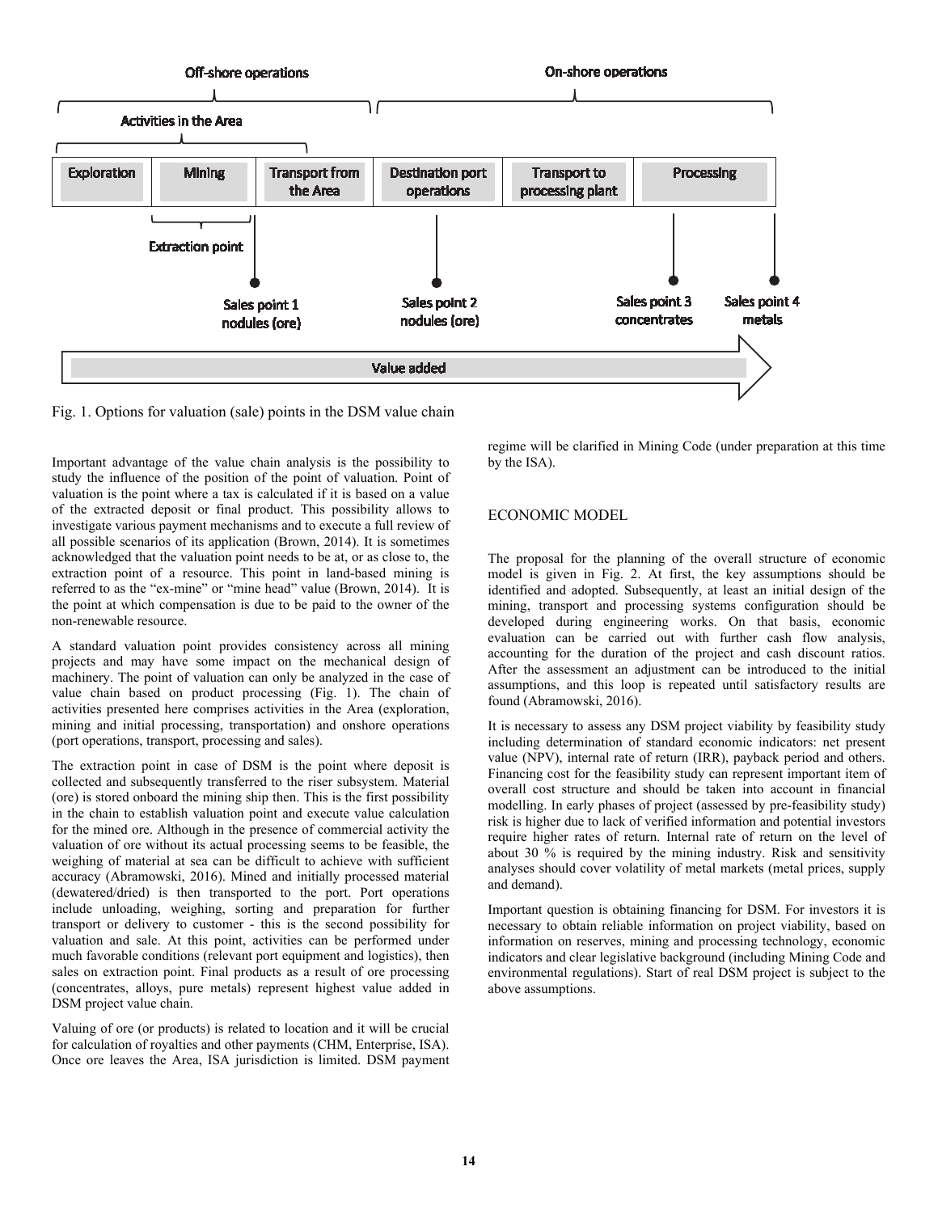Fig. 1. Options for valuation (sale) points in the DSM value chain

Important advantage of the value chain analysis is the possibility to study the influence of the position of the point of valuation. Point of valuation is the point where a tax is calculated if it is based on a value of the extracted deposit or final product. This possibility allows to investigate various payment mechanisms and to execute a full review of all possible scenarios of its application (Brown, 2014). It is sometimes acknowledged that the valuation point needs to be at, or as close to, the extraction point of a resource. This point in land-based mining is referred to as the "ex-mine" or "mine head" value (Brown, 2014). It is the point at which compensation is due to be paid to the owner of the non-renewable resource.

A standard valuation point provides consistency across all mining projects and may have some impact on the mechanical design of machinery. The point of valuation can only be analyzed in the case of value chain based on product processing (Fig. 1). The chain of activities presented here comprises activities in the Area (exploration, mining and initial processing, transportation) and onshore operations (port operations, transport, processing and sales).

The extraction point in case of DSM is the point where deposit is collected and subsequently transferred to the riser subsystem. Material (ore) is stored onboard the mining ship then. This is the first possibility in the chain to establish valuation point and execute value calculation for the mined ore. Although in the presence of commercial activity the valuation of ore without its actual processing seems to be feasible, the weighing of material at sea can be difficult to achieve with sufficient accuracy (Abramowski, 2016). Mined and initially processed material (dewatered/dried) is then transported to the port. Port operations include unloading, weighing, sorting and preparation for further transport or delivery to customer - this is the second possibility for valuation and sale. At this point, activities can be performed under much favorable conditions (relevant port equipment and logistics), then sales on extraction point. Final products as a result of ore processing (concentrates, alloys, pure metals) represent highest value added in DSM project value chain.

Valuing of ore (or products) is related to location and it will be crucial for calculation of royalties and other payments (CHM, Enterprise, ISA). Once ore leaves the Area, ISA jurisdiction is limited. DSM payment regime will be clarified in Mining Code (under preparation at this time by the ISA).

## ECONOMIC MODEL

The proposal for the planning of the overall structure of economic model is given in Fig. 2. At first, the key assumptions should be identified and adopted. Subsequently, at least an initial design of the mining, transport and processing systems configuration should be developed during engineering works. On that basis, economic evaluation can be carried out with further cash flow analysis, accounting for the duration of the project and cash discount ratios. After the assessment an adjustment can be introduced to the initial assumptions, and this loop is repeated until satisfactory results are found (Abramowski, 2016).

It is necessary to assess any DSM project viability by feasibility study including determination of standard economic indicators: net present value (NPV), internal rate of return (IRR), payback period and others. Financing cost for the feasibility study can represent important item of overall cost structure and should be taken into account in financial modelling. In early phases of project (assessed by pre-feasibility study) risk is higher due to lack of verified information and potential investors require higher rates of return. Internal rate of return on the level of about 30 % is required by the mining industry. Risk and sensitivity analyses should cover volatility of metal markets (metal prices, supply and demand).

Important question is obtaining financing for DSM. For investors it is necessary to obtain reliable information on project viability, based on information on reserves, mining and processing technology, economic indicators and clear legislative background (including Mining Code and environmental regulations). Start of real DSM project is subject to the above assumptions.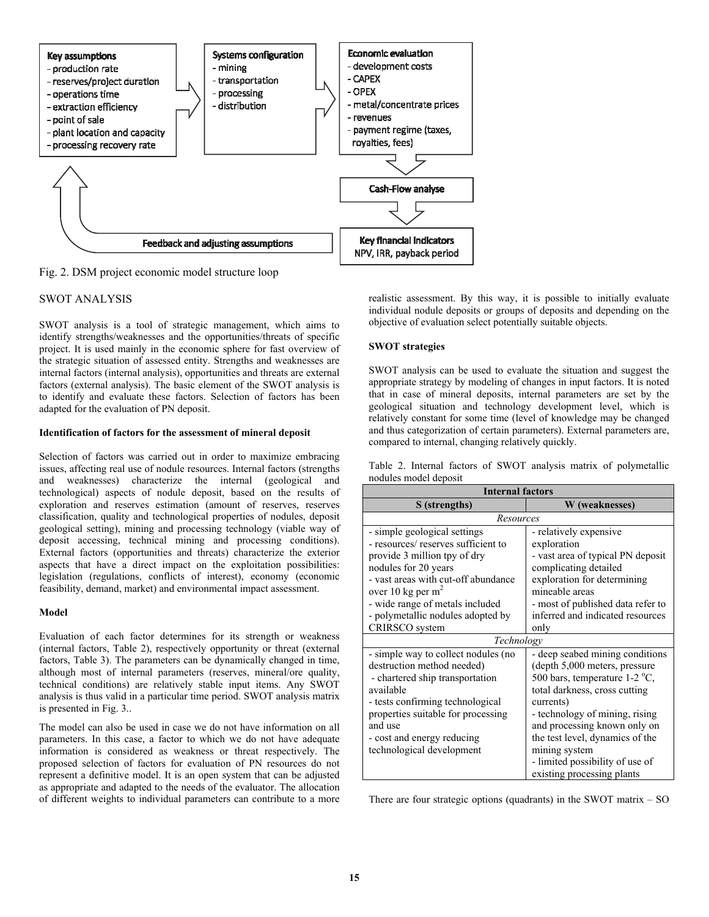Key assumptions
- production rate
- reserves/project duration
- operations time
- extraction efficiency
- point of sale
- plant location and capacity
- processing recovery rate

Systems configuration
- mining
- transportation
- processing
- distribution

Economic evaluation
- development costs
- CAPEX
- OPEX
- metal/concentrate prices
- revenues
- payment regime (taxes, royalties, fees)

Cash-Flow analyse

Key financial indicators
NPV, IRR, payback period

Feedback and adjusting assumptions

Fig. 2. DSM project economic model structure loop

## SWOT ANALYSIS

SWOT analysis is a tool of strategic management, which aims to identify strengths/weaknesses and the opportunities/threats of specific project. It is used mainly in the economic sphere for fast overview of the strategic situation of assessed entity. Strengths and weaknesses are internal factors (internal analysis), opportunities and threats are external factors (external analysis). The basic element of the SWOT analysis is to identify and evaluate these factors. Selection of factors has been adapted for the evaluation of PN deposit.

### Identification of factors for the assessment of mineral deposit

Selection of factors was carried out in order to maximize embracing issues, affecting real use of nodule resources. Internal factors (strengths and weaknesses) characterize the internal (geological and technological) aspects of nodule deposit, based on the results of exploration and reserves estimation (amount of reserves, reserves classification, quality and technological properties of nodules, deposit geological setting), mining and processing technology (viable way of deposit accessing, technical mining and processing conditions). External factors (opportunities and threats) characterize the exterior aspects that have a direct impact on the exploitation possibilities: legislation (regulations, conflicts of interest), economy (economic feasibility, demand, market) and environmental impact assessment.

### Model

Evaluation of each factor determines for its strength or weakness (internal factors, Table 2), respectively opportunity or threat (external factors, Table 3). The parameters can be dynamically changed in time, although most of internal parameters (reserves, mineral/ore quality, technical conditions) are relatively stable input items. Any SWOT analysis is thus valid in a particular time period. SWOT analysis matrix is presented in Fig. 3..

The model can also be used in case we do not have information on all parameters. In this case, a factor to which we do not have adequate information is considered as weakness or threat respectively. The proposed selection of factors for evaluation of PN resources do not represent a definitive model. It is an open system that can be adjusted as appropriate and adapted to the needs of the evaluator. The allocation of different weights to individual parameters can contribute to a more realistic assessment. By this way, it is possible to initially evaluate individual nodule deposits or groups of deposits and depending on the objective of evaluation select potentially suitable objects.

### SWOT strategies

SWOT analysis can be used to evaluate the situation and suggest the appropriate strategy by modeling of changes in input factors. It is noted that in case of mineral deposits, internal parameters are set by the geological situation and technology development level, which is relatively constant for some time (level of knowledge may be changed and thus categorization of certain parameters). External parameters are, compared to internal, changing relatively quickly.

Table 2. Internal factors of SWOT analysis matrix of polymetallic nodules model deposit

| **Internal factors** | |
|---|---|
| **S (strengths)** | **W (weaknesses)** |
| *Resources* | |
| - simple geological settings<br>- resources/ reserves sufficient to provide 3 million tpy of dry nodules for 20 years<br>- vast areas with cut-off abundance over 10 kg per m$^2$<br>- wide range of metals included<br>- polymetallic nodules adopted by CRIRSCO system | - relatively expensive exploration<br>- vast area of typical PN deposit complicating detailed exploration for determining mineable areas<br>- most of published data refer to inferred and indicated resources only |
| *Technology* | |
| - simple way to collect nodules (no destruction method needed)<br>- chartered ship transportation available<br>- tests confirming technological properties suitable for processing and use<br>- cost and energy reducing technological development | - deep seabed mining conditions (depth 5,000 meters, pressure 500 bars, temperature 1-2 °C, total darkness, cross cutting currents)<br>- technology of mining, rising and processing known only on the test level, dynamics of the mining system<br>- limited possibility of use of existing processing plants |

There are four strategic options (quadrants) in the SWOT matrix – SO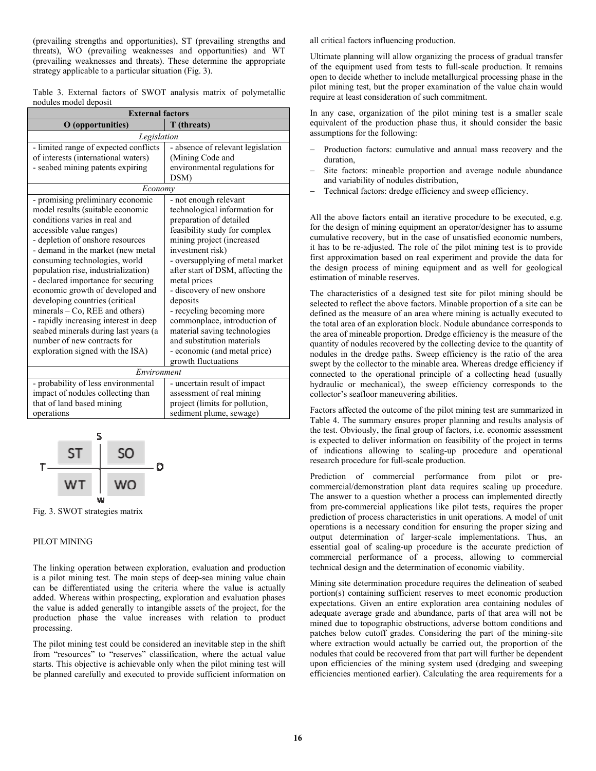(prevailing strengths and opportunities), ST (prevailing strengths and threats), WO (prevailing weaknesses and opportunities) and WT (prevailing weaknesses and threats). These determine the appropriate strategy applicable to a particular situation (Fig. 3).

Table 3. External factors of SWOT analysis matrix of polymetallic nodules model deposit

| External factors | |
|---|---|
| **O (opportunities)** | **T (threats)** |
| *Legislation* | |
| - limited range of expected conflicts of interests (international waters)<br>- seabed mining patents expiring | - absence of relevant legislation (Mining Code and environmental regulations for DSM) |
| *Economy* | |
| - promising preliminary economic model results (suitable economic conditions varies in real and accessible value ranges)<br>- depletion of onshore resources<br>- demand in the market (new metal consuming technologies, world population rise, industrialization)<br>- declared importance for securing economic growth of developed and developing countries (critical minerals – Co, REE and others)<br>- rapidly increasing interest in deep seabed minerals during last years (a number of new contracts for exploration signed with the ISA) | - not enough relevant technological information for preparation of detailed feasibility study for complex mining project (increased investment risk)<br>- oversupplying of metal market after start of DSM, affecting the metal prices<br>- discovery of new onshore deposits<br>- recycling becoming more commonplace, introduction of material saving technologies and substitution materials<br>- economic (and metal price) growth fluctuations |
| *Environment* | |
| - probability of less environmental impact of nodules collecting than that of land based mining operations | - uncertain result of impact assessment of real mining project (limits for pollution, sediment plume, sewage) |

Fig. 3. SWOT strategies matrix

## PILOT MINING

The linking operation between exploration, evaluation and production is a pilot mining test. The main steps of deep-sea mining value chain can be differentiated using the criteria where the value is actually added. Whereas within prospecting, exploration and evaluation phases the value is added generally to intangible assets of the project, for the production phase the value increases with relation to product processing.

The pilot mining test could be considered an inevitable step in the shift from "resources" to "reserves" classification, where the actual value starts. This objective is achievable only when the pilot mining test will be planned carefully and executed to provide sufficient information on all critical factors influencing production.

Ultimate planning will allow organizing the process of gradual transfer of the equipment used from tests to full-scale production. It remains open to decide whether to include metallurgical processing phase in the pilot mining test, but the proper examination of the value chain would require at least consideration of such commitment.

In any case, organization of the pilot mining test is a smaller scale equivalent of the production phase thus, it should consider the basic assumptions for the following:

- Production factors: cumulative and annual mass recovery and the duration,
- Site factors: mineable proportion and average nodule abundance and variability of nodules distribution,
- Technical factors: dredge efficiency and sweep efficiency.

All the above factors entail an iterative procedure to be executed, e.g. for the design of mining equipment an operator/designer has to assume cumulative recovery, but in the case of unsatisfied economic numbers, it has to be re-adjusted. The role of the pilot mining test is to provide first approximation based on real experiment and provide the data for the design process of mining equipment and as well for geological estimation of minable reserves.

The characteristics of a designed test site for pilot mining should be selected to reflect the above factors. Minable proportion of a site can be defined as the measure of an area where mining is actually executed to the total area of an exploration block. Nodule abundance corresponds to the area of mineable proportion. Dredge efficiency is the measure of the quantity of nodules recovered by the collecting device to the quantity of nodules in the dredge paths. Sweep efficiency is the ratio of the area swept by the collector to the minable area. Whereas dredge efficiency if connected to the operational principle of a collecting head (usually hydraulic or mechanical), the sweep efficiency corresponds to the collector's seafloor maneuvering abilities.

Factors affected the outcome of the pilot mining test are summarized in Table 4. The summary ensures proper planning and results analysis of the test. Obviously, the final group of factors, i.e. economic assessment is expected to deliver information on feasibility of the project in terms of indications allowing to scaling-up procedure and operational research procedure for full-scale production.

Prediction of commercial performance from pilot or pre-commercial/demonstration plant data requires scaling up procedure. The answer to a question whether a process can implemented directly from pre-commercial applications like pilot tests, requires the proper prediction of process characteristics in unit operations. A model of unit operations is a necessary condition for ensuring the proper sizing and output determination of larger-scale implementations. Thus, an essential goal of scaling-up procedure is the accurate prediction of commercial performance of a process, allowing to commercial technical design and the determination of economic viability.

Mining site determination procedure requires the delineation of seabed portion(s) containing sufficient reserves to meet economic production expectations. Given an entire exploration area containing nodules of adequate average grade and abundance, parts of that area will not be mined due to topographic obstructions, adverse bottom conditions and patches below cutoff grades. Considering the part of the mining-site where extraction would actually be carried out, the proportion of the nodules that could be recovered from that part will further be dependent upon efficiencies of the mining system used (dredging and sweeping efficiencies mentioned earlier). Calculating the area requirements for a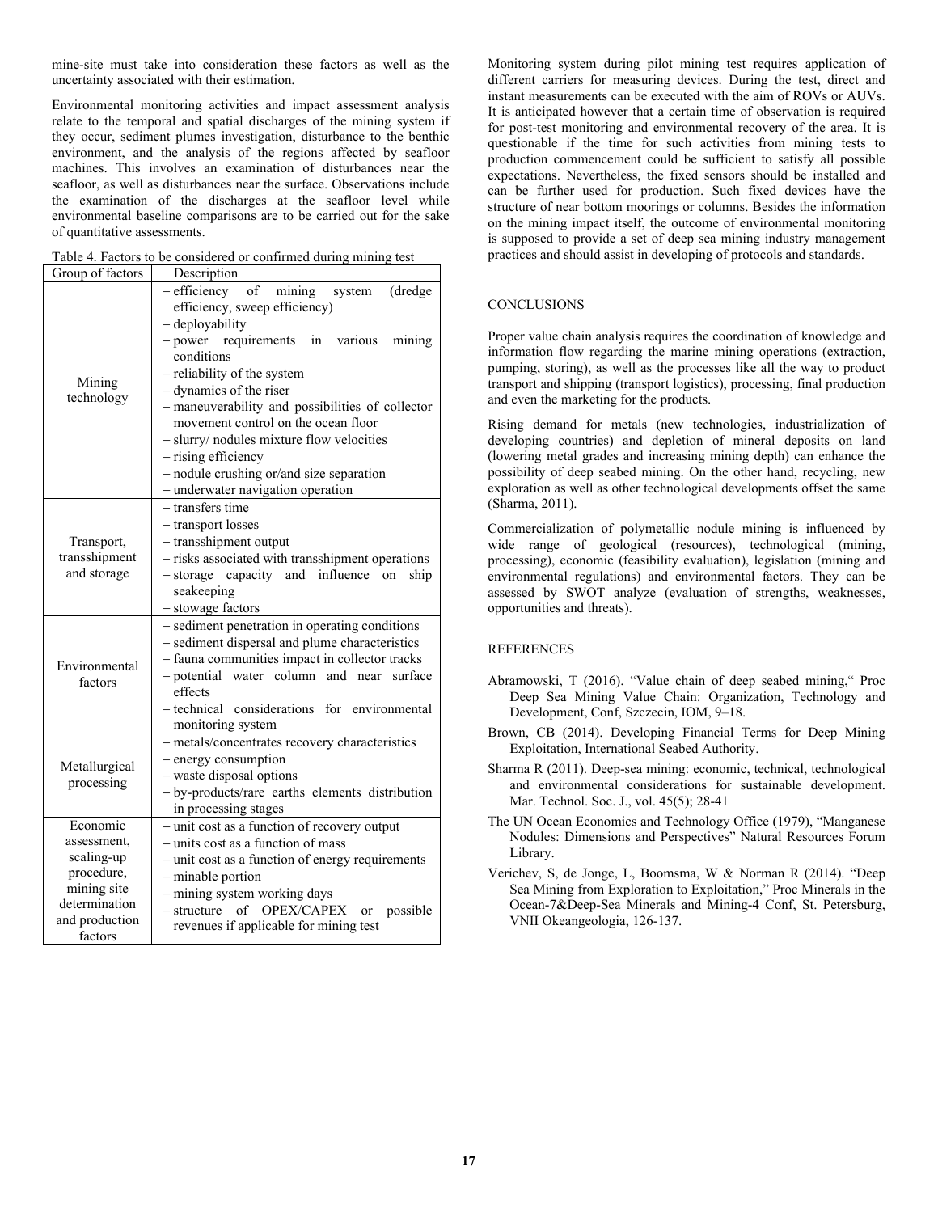mine-site must take into consideration these factors as well as the uncertainty associated with their estimation.

Environmental monitoring activities and impact assessment analysis relate to the temporal and spatial discharges of the mining system if they occur, sediment plumes investigation, disturbance to the benthic environment, and the analysis of the regions affected by seafloor machines. This involves an examination of disturbances near the seafloor, as well as disturbances near the surface. Observations include the examination of the discharges at the seafloor level while environmental baseline comparisons are to be carried out for the sake of quantitative assessments.

Table 4. Factors to be considered or confirmed during mining test

| Group of factors | Description |
|---|---|
| Mining technology | – efficiency of mining system (dredge efficiency, sweep efficiency)<br>– deployability<br>– power requirements in various mining conditions<br>– reliability of the system<br>– dynamics of the riser<br>– maneuverability and possibilities of collector movement control on the ocean floor<br>– slurry/ nodules mixture flow velocities<br>– rising efficiency<br>– nodule crushing or/and size separation<br>– underwater navigation operation |
| Transport, transshipment and storage | – transfers time<br>– transport losses<br>– transshipment output<br>– risks associated with transshipment operations<br>– storage capacity and influence on ship seakeeping<br>– stowage factors |
| Environmental factors | – sediment penetration in operating conditions<br>– sediment dispersal and plume characteristics<br>– fauna communities impact in collector tracks<br>– potential water column and near surface effects<br>– technical considerations for environmental monitoring system |
| Metallurgical processing | – metals/concentrates recovery characteristics<br>– energy consumption<br>– waste disposal options<br>– by-products/rare earths elements distribution in processing stages |
| Economic assessment, scaling-up procedure, mining site determination and production factors | – unit cost as a function of recovery output<br>– units cost as a function of mass<br>– unit cost as a function of energy requirements<br>– minable portion<br>– mining system working days<br>– structure of OPEX/CAPEX or possible revenues if applicable for mining test |

Monitoring system during pilot mining test requires application of different carriers for measuring devices. During the test, direct and instant measurements can be executed with the aim of ROVs or AUVs. It is anticipated however that a certain time of observation is required for post-test monitoring and environmental recovery of the area. It is questionable if the time for such activities from mining tests to production commencement could be sufficient to satisfy all possible expectations. Nevertheless, the fixed sensors should be installed and can be further used for production. Such fixed devices have the structure of near bottom moorings or columns. Besides the information on the mining impact itself, the outcome of environmental monitoring is supposed to provide a set of deep sea mining industry management practices and should assist in developing of protocols and standards.

## CONCLUSIONS

Proper value chain analysis requires the coordination of knowledge and information flow regarding the marine mining operations (extraction, pumping, storing), as well as the processes like all the way to product transport and shipping (transport logistics), processing, final production and even the marketing for the products.

Rising demand for metals (new technologies, industrialization of developing countries) and depletion of mineral deposits on land (lowering metal grades and increasing mining depth) can enhance the possibility of deep seabed mining. On the other hand, recycling, new exploration as well as other technological developments offset the same (Sharma, 2011).

Commercialization of polymetallic nodule mining is influenced by wide range of geological (resources), technological (mining, processing), economic (feasibility evaluation), legislation (mining and environmental regulations) and environmental factors. They can be assessed by SWOT analyze (evaluation of strengths, weaknesses, opportunities and threats).

## REFERENCES

Abramowski, T (2016). "Value chain of deep seabed mining," Proc Deep Sea Mining Value Chain: Organization, Technology and Development, Conf, Szczecin, IOM, 9–18.

Brown, CB (2014). Developing Financial Terms for Deep Mining Exploitation, International Seabed Authority.

Sharma R (2011). Deep-sea mining: economic, technical, technological and environmental considerations for sustainable development. Mar. Technol. Soc. J., vol. 45(5); 28-41

The UN Ocean Economics and Technology Office (1979), "Manganese Nodules: Dimensions and Perspectives" Natural Resources Forum Library.

Verichev, S, de Jonge, L, Boomsma, W & Norman R (2014). "Deep Sea Mining from Exploration to Exploitation," Proc Minerals in the Ocean-7&Deep-Sea Minerals and Mining-4 Conf, St. Petersburg, VNII Okeangeologia, 126-137.